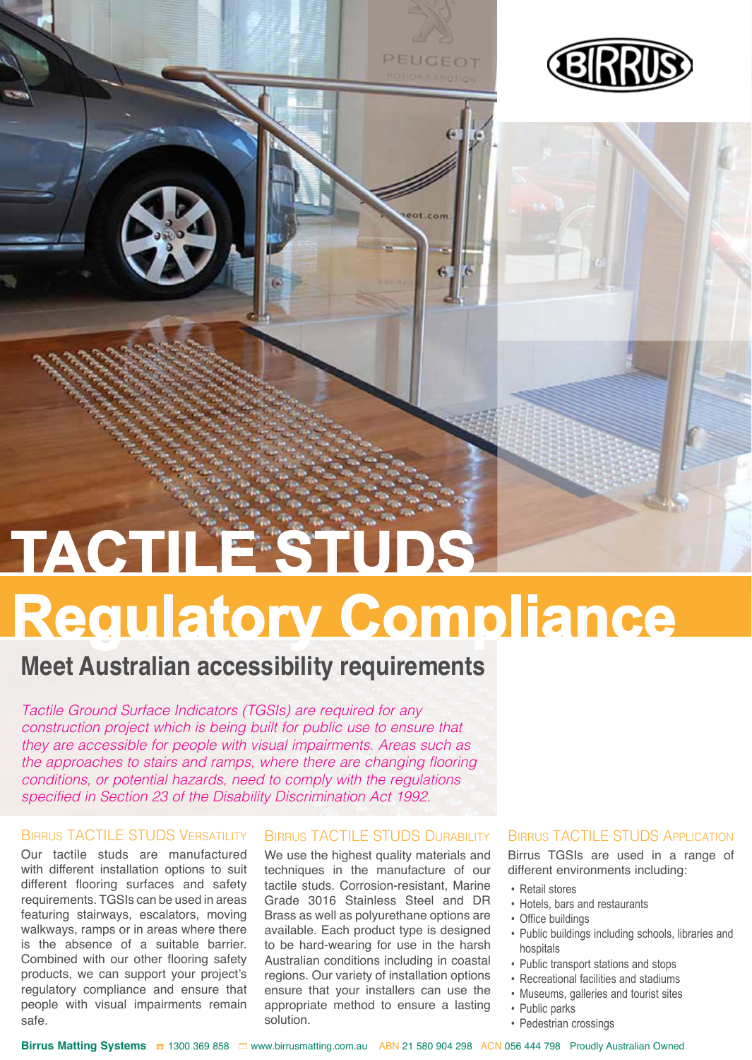# TACTILE STUDS

# Regulatory Compliance

## Meet Australian accessibility requirements

*Tactile Ground Surface Indicators (TGSIs) are required for any construction project which is being built for public use to ensure that they are accessible for people with visual impairments. Areas such as the approaches to stairs and ramps, where there are changing flooring conditions, or potential hazards, need to comply with the regulations specified in Section 23 of the Disability Discrimination Act 1992.*

### Birrus Tactile Studs Versatility

Our tactile studs are manufactured with different installation options to suit different flooring surfaces and safety requirements. TGSIs can be used in areas featuring stairways, escalators, moving walkways, ramps or in areas where there is the absence of a suitable barrier. Combined with our other flooring safety products, we can support your project's regulatory compliance and ensure that people with visual impairments remain safe.

### Birrus Tactile Studs Durability

We use the highest quality materials and techniques in the manufacture of our tactile studs. Corrosion-resistant, Marine Grade 3016 Stainless Steel and DR Brass as well as polyurethane options are available. Each product type is designed to be hard-wearing for use in the harsh Australian conditions including in coastal regions. Our variety of installation options ensure that your installers can use the appropriate method to ensure a lasting solution.

### Birrus Tactile Studs Application

Birrus TGSIs are used in a range of different environments including:

- Retail stores
- Hotels, bars and restaurants
- Office buildings
- Public buildings including schools, libraries and hospitals
- Public transport stations and stops
- Recreational facilities and stadiums
- Museums, galleries and tourist sites
- Public parks
- Pedestrian crossings

**Birrus Matting Systems** 1300 369 858 www.birrusmatting.com.au ABN 21 580 904 298 ACN 056 444 798 Proudly Australian Owned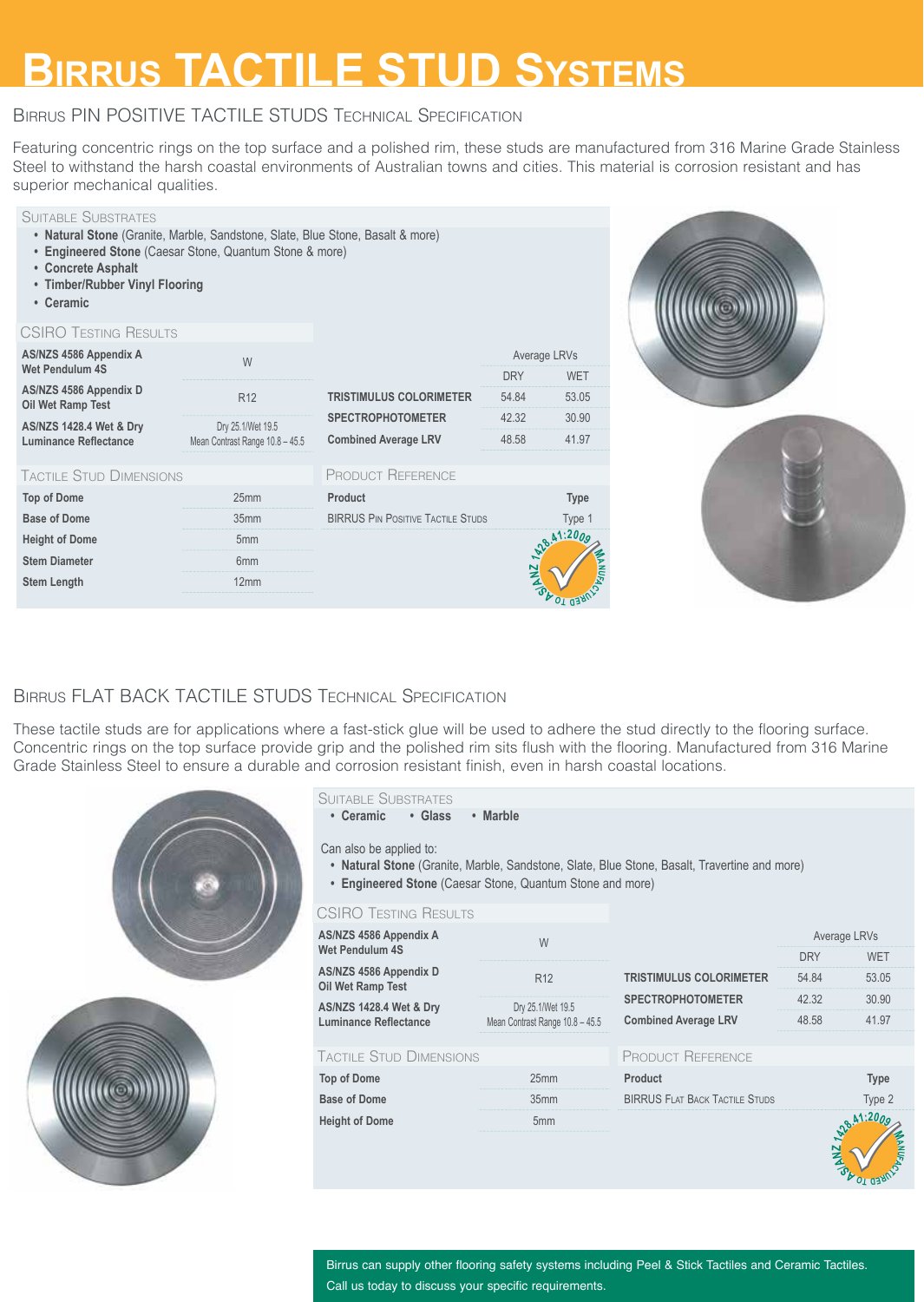# Birrus Tactile Stud Systems

## Birrus Pin Positive Tactile Studs Technical Specification

Featuring concentric rings on the top surface and a polished rim, these studs are manufactured from 316 Marine Grade Stainless Steel to withstand the harsh coastal environments of Australian towns and cities. This material is corrosion resistant and has superior mechanical qualities.

### Suitable Substrates

- **Natural Stone** (Granite, Marble, Sandstone, Slate, Blue Stone, Basalt & more)
- **Engineered Stone** (Caesar Stone, Quantum Stone & more)
- **Concrete Asphalt**
- **Timber/Rubber Vinyl Flooring**
- **Ceramic**

### CSIRO Testing Results

| Test | Result |
|---|---|
| **AS/NZS 4586 Appendix A Wet Pendulum 4S** | W |
| **AS/NZS 4586 Appendix D Oil Wet Ramp Test** | R12 |
| **AS/NZS 1428.4 Wet & Dry Luminance Reflectance** | Dry 25.1/Wet 19.5 Mean Contrast Range 10.8 – 45.5 |

| | Average LRVs | |
|---|---|---|
| | DRY | WET |
| **TRISTIMULUS COLORIMETER** | 54.84 | 53.05 |
| **SPECTROPHOTOMETER** | 42.32 | 30.90 |
| **Combined Average LRV** | 48.58 | 41.97 |

### Tactile Stud Dimensions

| Dimension | Value |
|---|---|
| **Top of Dome** | 25mm |
| **Base of Dome** | 35mm |
| **Height of Dome** | 5mm |
| **Stem Diameter** | 6mm |
| **Stem Length** | 12mm |

### Product Reference

| Product | Type |
|---|---|
| Birrus Pin Positive Tactile Studs | Type 1 |

AS/NZ 1428.4.1:2009 Manufactured to

## Birrus Flat Back Tactile Studs Technical Specification

These tactile studs are for applications where a fast-stick glue will be used to adhere the stud directly to the flooring surface. Concentric rings on the top surface provide grip and the polished rim sits flush with the flooring. Manufactured from 316 Marine Grade Stainless Steel to ensure a durable and corrosion resistant finish, even in harsh coastal locations.

### Suitable Substrates

- **Ceramic**
- **Glass**
- **Marble**

Can also be applied to:

- **Natural Stone** (Granite, Marble, Sandstone, Slate, Blue Stone, Basalt, Travertine and more)
- **Engineered Stone** (Caesar Stone, Quantum Stone and more)

### CSIRO Testing Results

| Test | Result |
|---|---|
| **AS/NZS 4586 Appendix A Wet Pendulum 4S** | W |
| **AS/NZS 4586 Appendix D Oil Wet Ramp Test** | R12 |
| **AS/NZS 1428.4 Wet & Dry Luminance Reflectance** | Dry 25.1/Wet 19.5 Mean Contrast Range 10.8 – 45.5 |

| | Average LRVs | |
|---|---|---|
| | DRY | WET |
| **TRISTIMULUS COLORIMETER** | 54.84 | 53.05 |
| **SPECTROPHOTOMETER** | 42.32 | 30.90 |
| **Combined Average LRV** | 48.58 | 41.97 |

### Tactile Stud Dimensions

| Dimension | Value |
|---|---|
| **Top of Dome** | 25mm |
| **Base of Dome** | 35mm |
| **Height of Dome** | 5mm |

### Product Reference

| Product | Type |
|---|---|
| Birrus Flat Back Tactile Studs | Type 2 |

AS/NZ 1428.4.1:2009 Manufactured to

Birrus can supply other flooring safety systems including Peel & Stick Tactiles and Ceramic Tactiles. Call us today to discuss your specific requirements.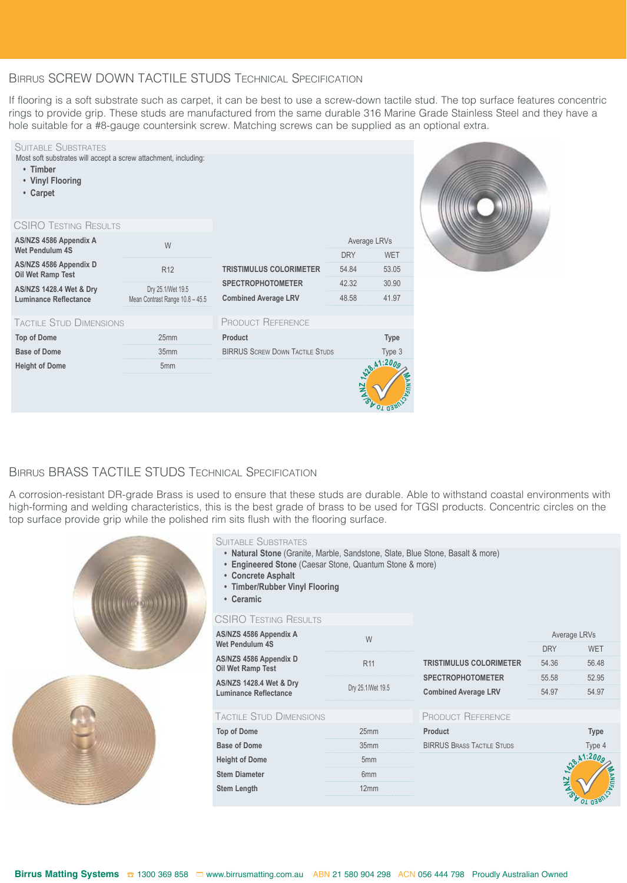## Birrus SCREW DOWN TACTILE STUDS Technical Specification

If flooring is a soft substrate such as carpet, it can be best to use a screw-down tactile stud. The top surface features concentric rings to provide grip. These studs are manufactured from the same durable 316 Marine Grade Stainless Steel and they have a hole suitable for a #8-gauge countersink screw. Matching screws can be supplied as an optional extra.

### Suitable Substrates

Most soft substrates will accept a screw attachment, including:

- **Timber**
- **Vinyl Flooring**
- **Carpet**

### CSIRO Testing Results

| | |
|---|---|
| **AS/NZS 4586 Appendix A Wet Pendulum 4S** | W |
| **AS/NZS 4586 Appendix D Oil Wet Ramp Test** | R12 |
| **AS/NZS 1428.4 Wet & Dry Luminance Reflectance** | Dry 25.1/Wet 19.5<br>Mean Contrast Range 10.8 – 45.5 |

| | Average LRVs | |
|---|---|---|
| | DRY | WET |
| **TRISTIMULUS COLORIMETER** | 54.84 | 53.05 |
| **SPECTROPHOTOMETER** | 42.32 | 30.90 |
| **Combined Average LRV** | 48.58 | 41.97 |

### Tactile Stud Dimensions

| | |
|---|---|
| **Top of Dome** | 25mm |
| **Base of Dome** | 35mm |
| **Height of Dome** | 5mm |

### Product Reference

| Product | Type |
|---|---|
| BIRRUS Screw Down Tactile Studs | Type 3 |

AS/NZ 1428.4.1:2009 MANUFACTURED TO

## Birrus BRASS TACTILE STUDS Technical Specification

A corrosion-resistant DR-grade Brass is used to ensure that these studs are durable. Able to withstand coastal environments with high-forming and welding characteristics, this is the best grade of brass to be used for TGSI products. Concentric circles on the top surface provide grip while the polished rim sits flush with the flooring surface.

### Suitable Substrates

- **Natural Stone** (Granite, Marble, Sandstone, Slate, Blue Stone, Basalt & more)
- **Engineered Stone** (Caesar Stone, Quantum Stone & more)
- **Concrete Asphalt**
- **Timber/Rubber Vinyl Flooring**
- **Ceramic**

### CSIRO Testing Results

| | |
|---|---|
| **AS/NZS 4586 Appendix A Wet Pendulum 4S** | W |
| **AS/NZS 4586 Appendix D Oil Wet Ramp Test** | R11 |
| **AS/NZS 1428.4 Wet & Dry Luminance Reflectance** | Dry 25.1/Wet 19.5 |

| | Average LRVs | |
|---|---|---|
| | DRY | WET |
| **TRISTIMULUS COLORIMETER** | 54.36 | 56.48 |
| **SPECTROPHOTOMETER** | 55.58 | 52.95 |
| **Combined Average LRV** | 54.97 | 54.97 |

### Tactile Stud Dimensions

| | |
|---|---|
| **Top of Dome** | 25mm |
| **Base of Dome** | 35mm |
| **Height of Dome** | 5mm |
| **Stem Diameter** | 6mm |
| **Stem Length** | 12mm |

### Product Reference

| Product | Type |
|---|---|
| BIRRUS Brass Tactile Studs | Type 4 |

AS/NZ 1428.4.1:2009 MANUFACTURED TO

**Birrus Matting Systems** ☎ 1300 369 858 www.birrusmatting.com.au ABN 21 580 904 298 ACN 056 444 798 Proudly Australian Owned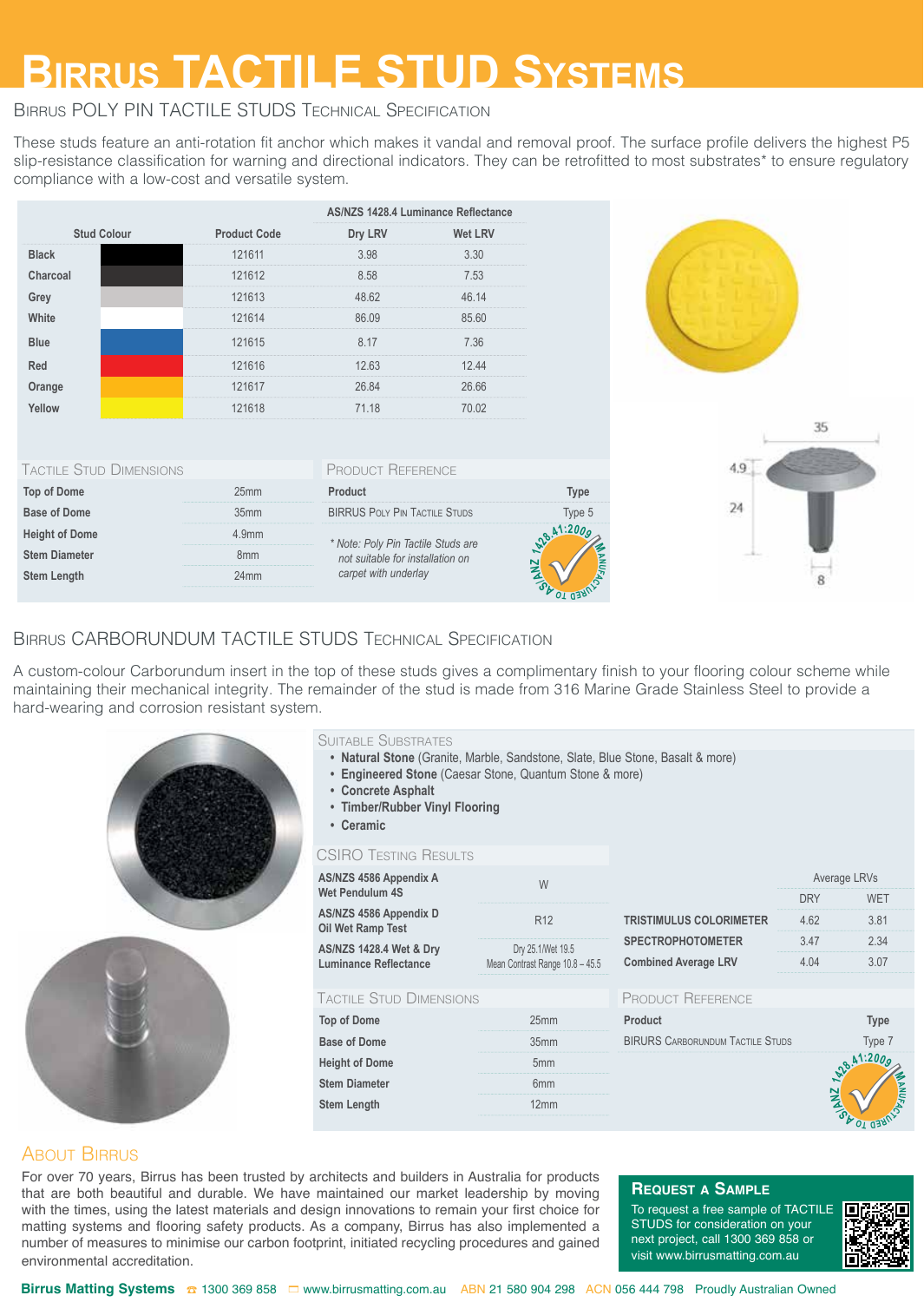# Birrus Tactile Stud Systems

## Birrus Poly Pin Tactile Studs Technical Specification

These studs feature an anti-rotation fit anchor which makes it vandal and removal proof. The surface profile delivers the highest P5 slip-resistance classification for warning and directional indicators. They can be retrofitted to most substrates* to ensure regulatory compliance with a low-cost and versatile system.

| Stud Colour | | Product Code | AS/NZS 1428.4 Luminance Reflectance | |
|---|---|---|---|---|
| | | | Dry LRV | Wet LRV |
| Black | | 121611 | 3.98 | 3.30 |
| Charcoal | | 121612 | 8.58 | 7.53 |
| Grey | | 121613 | 48.62 | 46.14 |
| White | | 121614 | 86.09 | 85.60 |
| Blue | | 121615 | 8.17 | 7.36 |
| Red | | 121616 | 12.63 | 12.44 |
| Orange | | 121617 | 26.84 | 26.66 |
| Yellow | | 121618 | 71.18 | 70.02 |

### Tactile Stud Dimensions

| | |
|---|---|
| Top of Dome | 25mm |
| Base of Dome | 35mm |
| Height of Dome | 4.9mm |
| Stem Diameter | 8mm |
| Stem Length | 24mm |

### Product Reference

| Product | Type |
|---|---|
| BIRRUS Poly Pin Tactile Studs | Type 5 |

*\* Note: Poly Pin Tactile Studs are not suitable for installation on carpet with underlay*

AS/NZS 1428.4.1:2009 Manufactured to

35
4.9
24
8

## Birrus Carborundum Tactile Studs Technical Specification

A custom-colour Carborundum insert in the top of these studs gives a complimentary finish to your flooring colour scheme while maintaining their mechanical integrity. The remainder of the stud is made from 316 Marine Grade Stainless Steel to provide a hard-wearing and corrosion resistant system.

### Suitable Substrates

- **Natural Stone** (Granite, Marble, Sandstone, Slate, Blue Stone, Basalt & more)
- **Engineered Stone** (Caesar Stone, Quantum Stone & more)
- **Concrete Asphalt**
- **Timber/Rubber Vinyl Flooring**
- **Ceramic**

### CSIRO Testing Results

| | |
|---|---|
| AS/NZS 4586 Appendix A Wet Pendulum 4S | W |
| AS/NZS 4586 Appendix D Oil Wet Ramp Test | R12 |
| AS/NZS 1428.4 Wet & Dry Luminance Reflectance | Dry 25.1/Wet 19.5<br>Mean Contrast Range 10.8 – 45.5 |

| | Average LRVs | |
|---|---|---|
| | DRY | WET |
| TRISTIMULUS COLORIMETER | 4.62 | 3.81 |
| SPECTROPHOTOMETER | 3.47 | 2.34 |
| Combined Average LRV | 4.04 | 3.07 |

### Tactile Stud Dimensions

| | |
|---|---|
| Top of Dome | 25mm |
| Base of Dome | 35mm |
| Height of Dome | 5mm |
| Stem Diameter | 6mm |
| Stem Length | 12mm |

### Product Reference

| Product | Type |
|---|---|
| BIRURS Carborundum Tactile Studs | Type 7 |

AS/NZS 1428.4.1:2009 Manufactured to

## About Birrus

For over 70 years, Birrus has been trusted by architects and builders in Australia for products that are both beautiful and durable. We have maintained our market leadership by moving with the times, using the latest materials and design innovations to remain your first choice for matting systems and flooring safety products. As a company, Birrus has also implemented a number of measures to minimise our carbon footprint, initiated recycling procedures and gained environmental accreditation.

### Request a Sample

To request a free sample of TACTILE STUDS for consideration on your next project, call 1300 369 858 or visit www.birrusmatting.com.au

**Birrus Matting Systems** 1300 369 858 www.birrusmatting.com.au ABN 21 580 904 298 ACN 056 444 798 Proudly Australian Owned